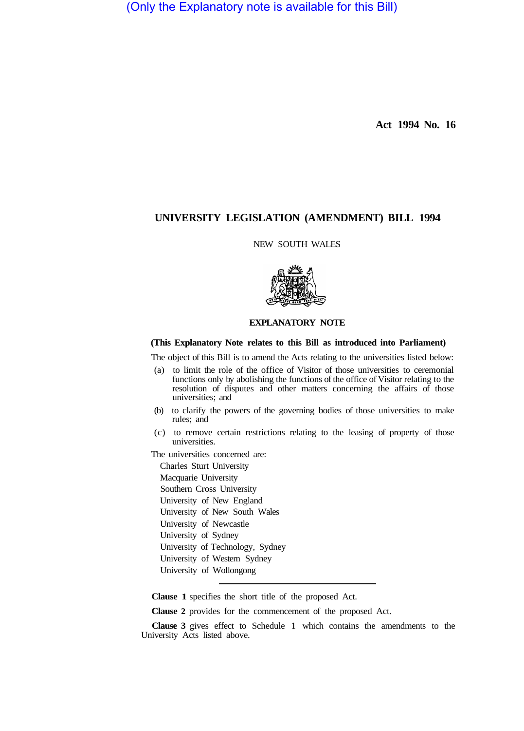(Only the Explanatory note is available for this Bill)

**Act 1994 No. 16**

# UNIVERSITY LEGISLATION (AMENDMENT) BILL 1994

NEW SOUTH WALES

## EXPLANATORY NOTE

**(This Explanatory Note relates to this Bill as introduced into Parliament)**

The object of this Bill is to amend the Acts relating to the universities listed below:

(a) to limit the role of the office of Visitor of those universities to ceremonial functions only by abolishing the functions of the office of Visitor relating to the resolution of disputes and other matters concerning the affairs of those universities; and

(b) to clarify the powers of the governing bodies of those universities to make rules; and

(c) to remove certain restrictions relating to the leasing of property of those universities.

The universities concerned are:

Charles Sturt University
Macquarie University
Southern Cross University
University of New England
University of New South Wales
University of Newcastle
University of Sydney
University of Technology, Sydney
University of Western Sydney
University of Wollongong

---

**Clause 1** specifies the short title of the proposed Act.

**Clause 2** provides for the commencement of the proposed Act.

**Clause 3** gives effect to Schedule 1 which contains the amendments to the University Acts listed above.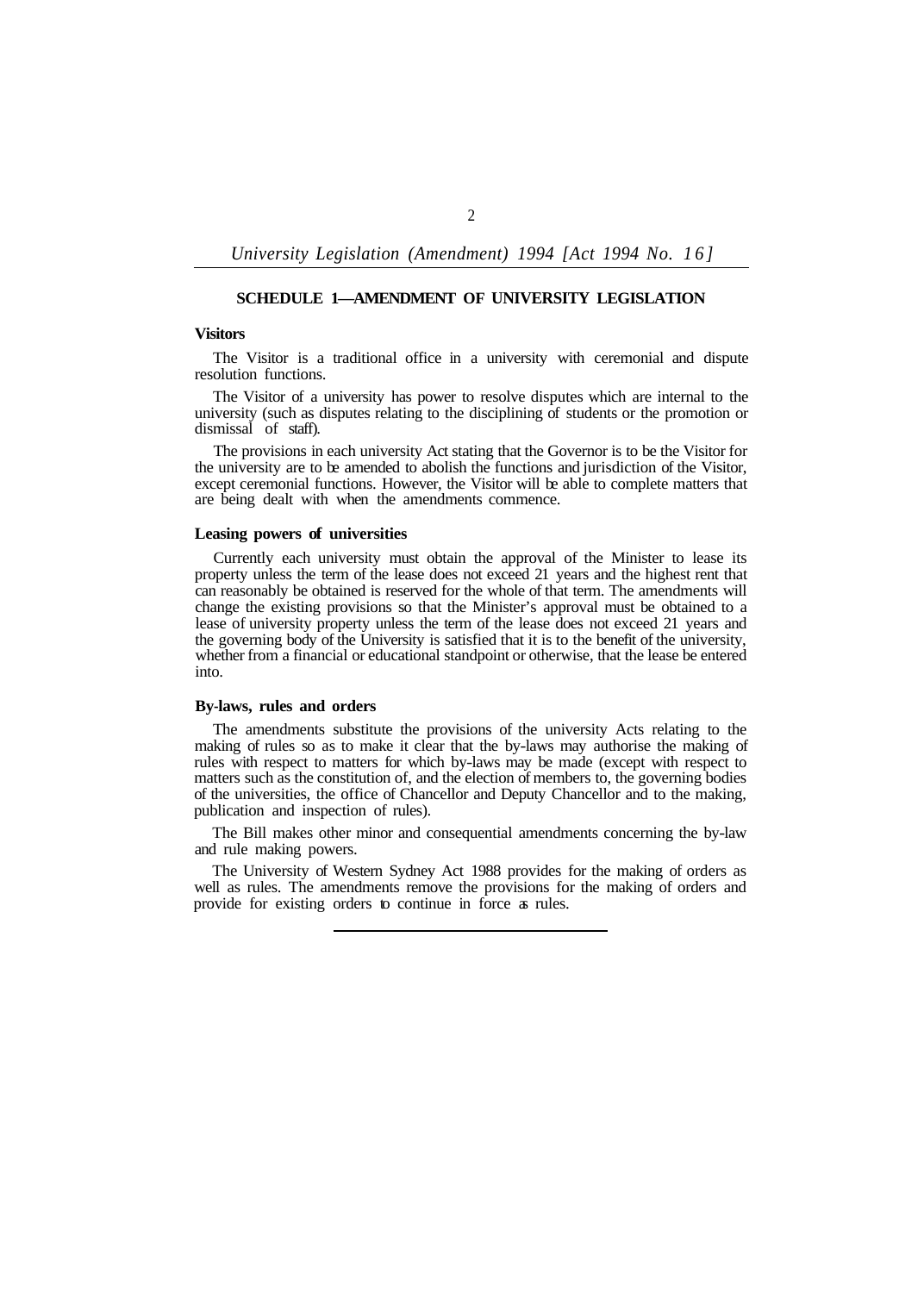## SCHEDULE 1—AMENDMENT OF UNIVERSITY LEGISLATION

### Visitors

The Visitor is a traditional office in a university with ceremonial and dispute resolution functions.

The Visitor of a university has power to resolve disputes which are internal to the university (such as disputes relating to the disciplining of students or the promotion or dismissal of staff).

The provisions in each university Act stating that the Governor is to be the Visitor for the university are to be amended to abolish the functions and jurisdiction of the Visitor, except ceremonial functions. However, the Visitor will be able to complete matters that are being dealt with when the amendments commence.

### Leasing powers of universities

Currently each university must obtain the approval of the Minister to lease its property unless the term of the lease does not exceed 21 years and the highest rent that can reasonably be obtained is reserved for the whole of that term. The amendments will change the existing provisions so that the Minister's approval must be obtained to a lease of university property unless the term of the lease does not exceed 21 years and the governing body of the University is satisfied that it is to the benefit of the university, whether from a financial or educational standpoint or otherwise, that the lease be entered into.

### By-laws, rules and orders

The amendments substitute the provisions of the university Acts relating to the making of rules so as to make it clear that the by-laws may authorise the making of rules with respect to matters for which by-laws may be made (except with respect to matters such as the constitution of, and the election of members to, the governing bodies of the universities, the office of Chancellor and Deputy Chancellor and to the making, publication and inspection of rules).

The Bill makes other minor and consequential amendments concerning the by-law and rule making powers.

The University of Western Sydney Act 1988 provides for the making of orders as well as rules. The amendments remove the provisions for the making of orders and provide for existing orders to continue in force as rules.